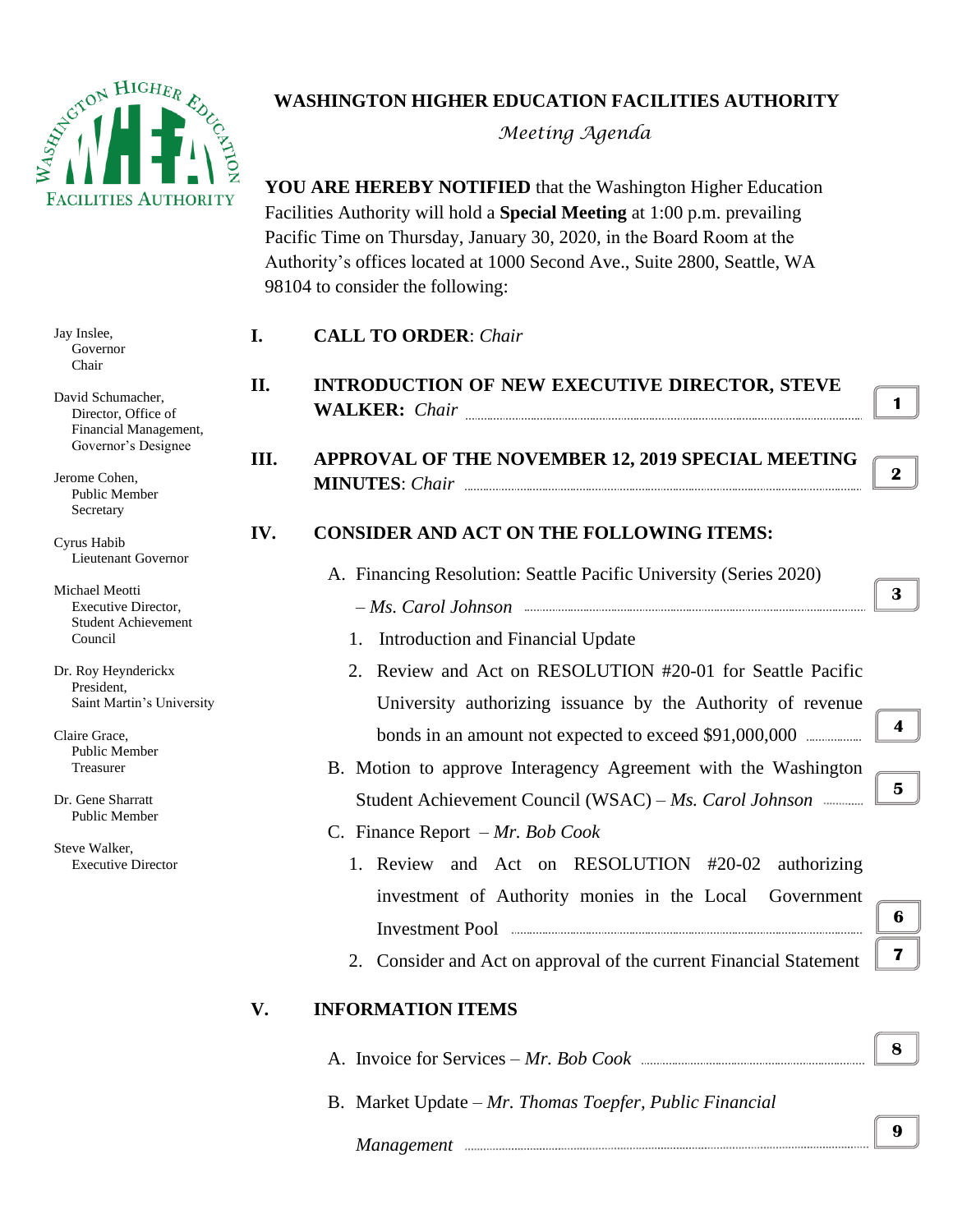# WASHINGTON HIGHER EDUCATION FACILITIES AUTHORITY

*Meeting Agenda*

**YOU ARE HEREBY NOTIFIED** that the Washington Higher Education Facilities Authority will hold a **Special Meeting** at 1:00 p.m. prevailing Pacific Time on Thursday, January 30, 2020, in the Board Room at the Authority's offices located at 1000 Second Ave., Suite 2800, Seattle, WA 98104 to consider the following:

Jay Inslee,
Governor
Chair

David Schumacher,
Director, Office of Financial Management,
Governor's Designee

Jerome Cohen,
Public Member
Secretary

Cyrus Habib
Lieutenant Governor

Michael Meotti
Executive Director,
Student Achievement Council

Dr. Roy Heynderickx
President,
Saint Martin's University

Claire Grace,
Public Member
Treasurer

Dr. Gene Sharratt
Public Member

Steve Walker,
Executive Director

**I. CALL TO ORDER**: *Chair*

**II. INTRODUCTION OF NEW EXECUTIVE DIRECTOR, STEVE WALKER:** *Chair* ........ **1**

**III. APPROVAL OF THE NOVEMBER 12, 2019 SPECIAL MEETING MINUTES**: *Chair* ........ **2**

**IV. CONSIDER AND ACT ON THE FOLLOWING ITEMS:**

A. Financing Resolution: Seattle Pacific University (Series 2020) – *Ms. Carol Johnson* ........ **3**
   1. Introduction and Financial Update
   2. Review and Act on RESOLUTION #20-01 for Seattle Pacific University authorizing issuance by the Authority of revenue bonds in an amount not expected to exceed $91,000,000 ........ **4**

B. Motion to approve Interagency Agreement with the Washington Student Achievement Council (WSAC) – *Ms. Carol Johnson* ........ **5**

C. Finance Report – *Mr. Bob Cook*
   1. Review and Act on RESOLUTION #20-02 authorizing investment of Authority monies in the Local Government Investment Pool ........ **6**
   2. Consider and Act on approval of the current Financial Statement ........ **7**

**V. INFORMATION ITEMS**

A. Invoice for Services – *Mr. Bob Cook* ........ **8**

B. Market Update – *Mr. Thomas Toepfer, Public Financial Management* ........ **9**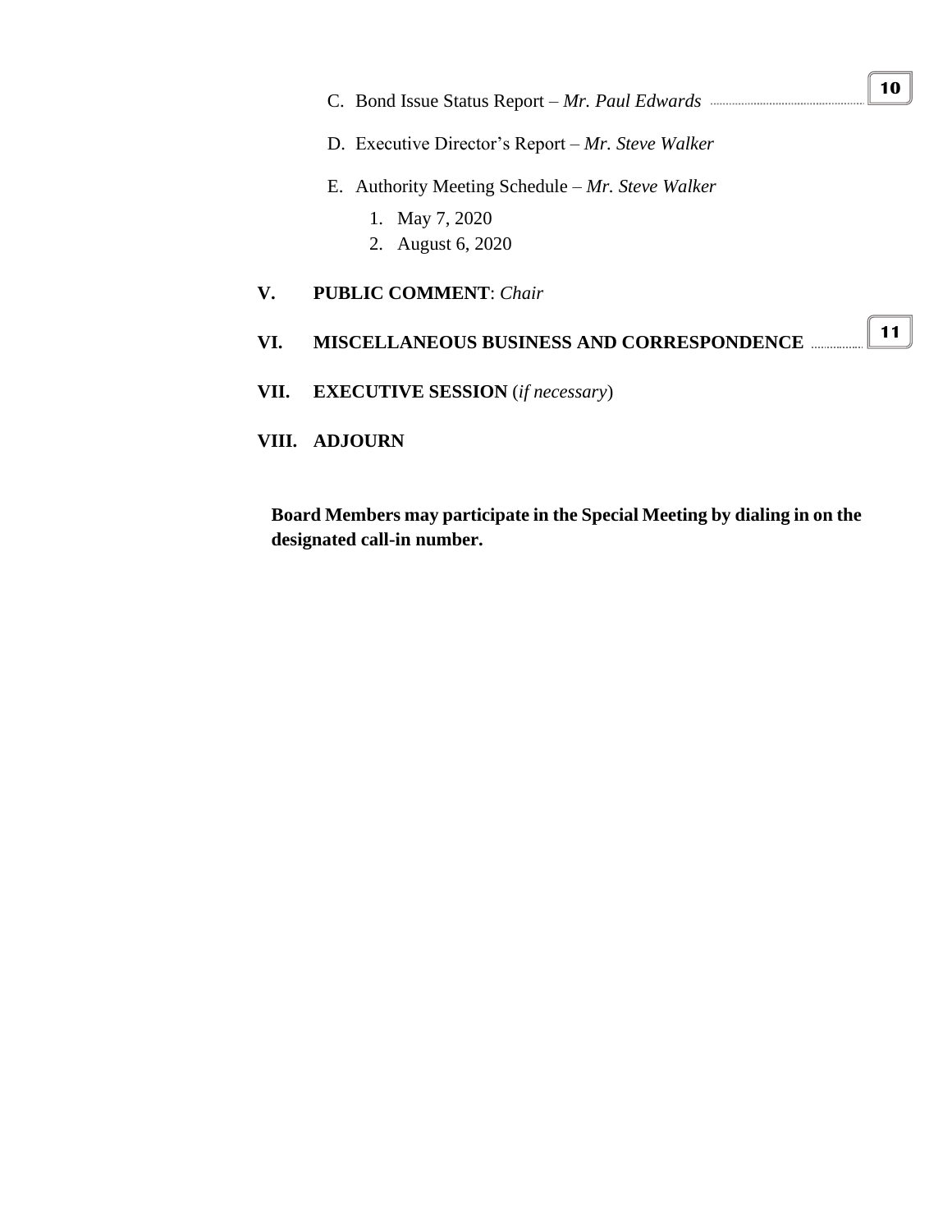C. Bond Issue Status Report – *Mr. Paul Edwards* ........ **10**

D. Executive Director's Report – *Mr. Steve Walker*

E. Authority Meeting Schedule – *Mr. Steve Walker*

1. May 7, 2020
2. August 6, 2020

**V. PUBLIC COMMENT**: *Chair*

**VI. MISCELLANEOUS BUSINESS AND CORRESPONDENCE** ........ **11**

**VII. EXECUTIVE SESSION** (*if necessary*)

**VIII. ADJOURN**

**Board Members may participate in the Special Meeting by dialing in on the designated call-in number.**